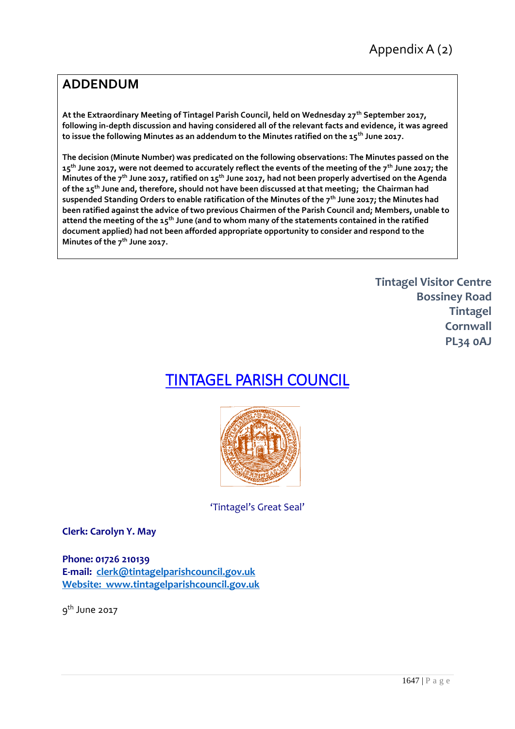Appendix A (2)

## ADDENDUM

**At the Extraordinary Meeting of Tintagel Parish Council, held on Wednesday 27th September 2017, following in-depth discussion and having considered all of the relevant facts and evidence, it was agreed to issue the following Minutes as an addendum to the Minutes ratified on the 15th June 2017.**

**The decision (Minute Number) was predicated on the following observations: The Minutes passed on the 15th June 2017, were not deemed to accurately reflect the events of the meeting of the 7th June 2017; the Minutes of the 7th June 2017, ratified on 15th June 2017, had not been properly advertised on the Agenda of the 15th June and, therefore, should not have been discussed at that meeting; the Chairman had suspended Standing Orders to enable ratification of the Minutes of the 7th June 2017; the Minutes had been ratified against the advice of two previous Chairmen of the Parish Council and; Members, unable to attend the meeting of the 15th June (and to whom many of the statements contained in the ratified document applied) had not been afforded appropriate opportunity to consider and respond to the Minutes of the 7th June 2017.**

**Tintagel Visitor Centre**
**Bossiney Road**
**Tintagel**
**Cornwall**
**PL34 0AJ**

# TINTAGEL PARISH COUNCIL

'Tintagel's Great Seal'

**Clerk: Carolyn Y. May**

**Phone: 01726 210139**
**E-mail: clerk@tintagelparishcouncil.gov.uk**
**Website: www.tintagelparishcouncil.gov.uk**

9th June 2017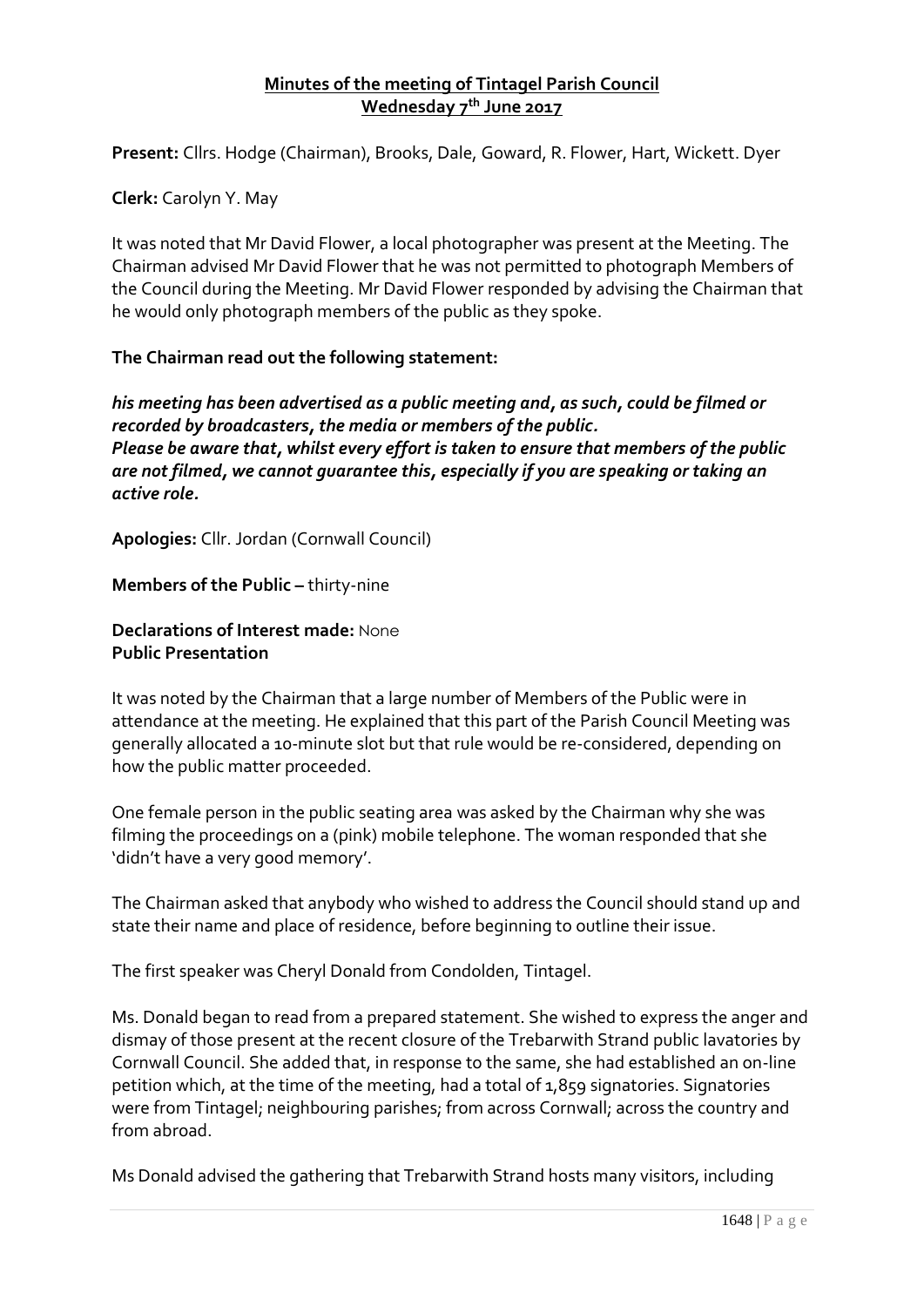**Minutes of the meeting of Tintagel Parish Council**
**Wednesday 7th June 2017**

**Present:** Cllrs. Hodge (Chairman), Brooks, Dale, Goward, R. Flower, Hart, Wickett. Dyer

**Clerk:** Carolyn Y. May

It was noted that Mr David Flower, a local photographer was present at the Meeting. The Chairman advised Mr David Flower that he was not permitted to photograph Members of the Council during the Meeting. Mr David Flower responded by advising the Chairman that he would only photograph members of the public as they spoke.

**The Chairman read out the following statement:**

***his meeting has been advertised as a public meeting and, as such, could be filmed or recorded by broadcasters, the media or members of the public.***
***Please be aware that, whilst every effort is taken to ensure that members of the public are not filmed, we cannot guarantee this, especially if you are speaking or taking an active role.***

**Apologies:** Cllr. Jordan (Cornwall Council)

**Members of the Public –** thirty-nine

**Declarations of Interest made:** None
**Public Presentation**

It was noted by the Chairman that a large number of Members of the Public were in attendance at the meeting. He explained that this part of the Parish Council Meeting was generally allocated a 10-minute slot but that rule would be re-considered, depending on how the public matter proceeded.

One female person in the public seating area was asked by the Chairman why she was filming the proceedings on a (pink) mobile telephone. The woman responded that she 'didn't have a very good memory'.

The Chairman asked that anybody who wished to address the Council should stand up and state their name and place of residence, before beginning to outline their issue.

The first speaker was Cheryl Donald from Condolden, Tintagel.

Ms. Donald began to read from a prepared statement. She wished to express the anger and dismay of those present at the recent closure of the Trebarwith Strand public lavatories by Cornwall Council. She added that, in response to the same, she had established an on-line petition which, at the time of the meeting, had a total of 1,859 signatories. Signatories were from Tintagel; neighbouring parishes; from across Cornwall; across the country and from abroad.

Ms Donald advised the gathering that Trebarwith Strand hosts many visitors, including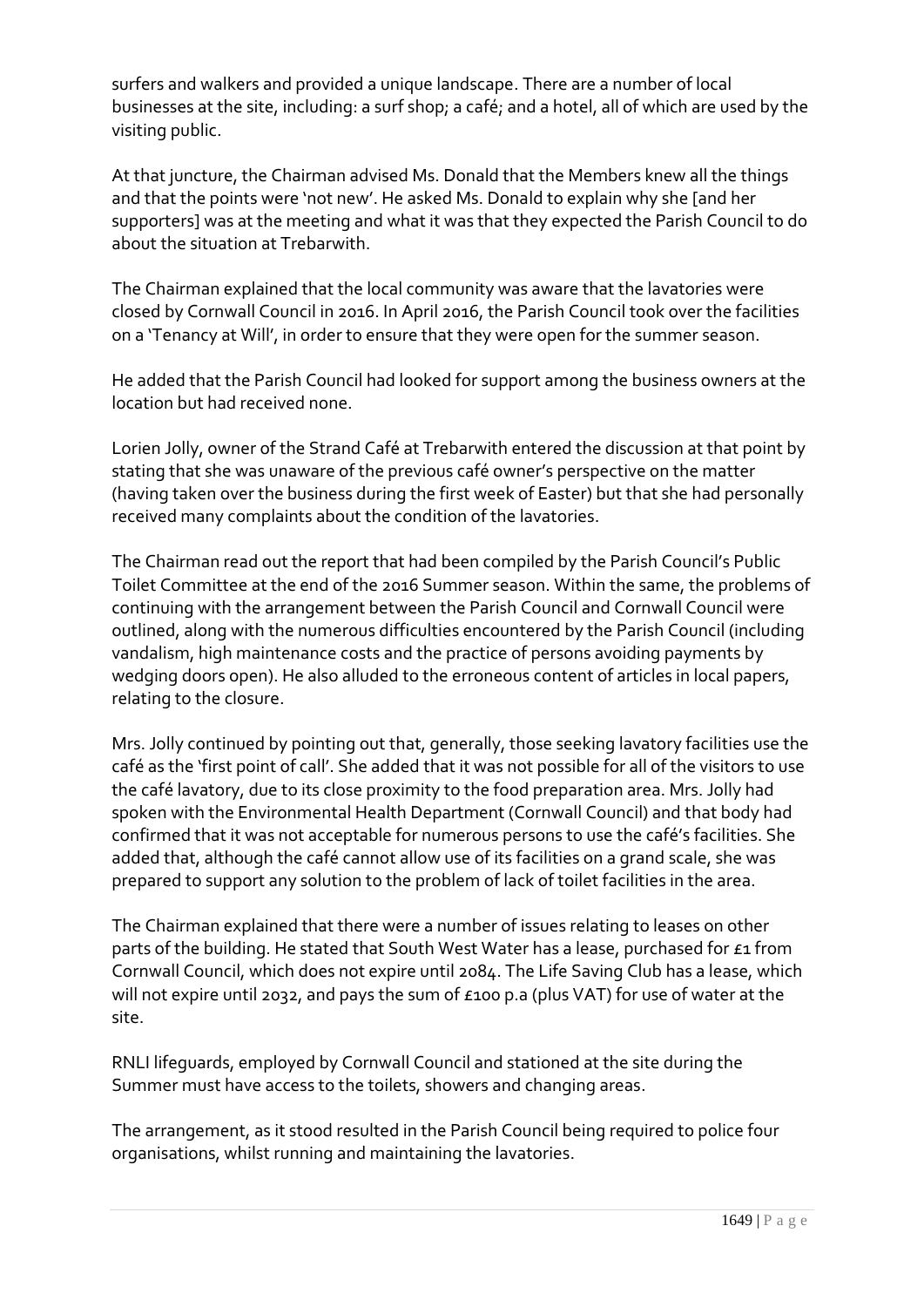surfers and walkers and provided a unique landscape. There are a number of local businesses at the site, including: a surf shop; a café; and a hotel, all of which are used by the visiting public.

At that juncture, the Chairman advised Ms. Donald that the Members knew all the things and that the points were 'not new'. He asked Ms. Donald to explain why she [and her supporters] was at the meeting and what it was that they expected the Parish Council to do about the situation at Trebarwith.

The Chairman explained that the local community was aware that the lavatories were closed by Cornwall Council in 2016. In April 2016, the Parish Council took over the facilities on a 'Tenancy at Will', in order to ensure that they were open for the summer season.

He added that the Parish Council had looked for support among the business owners at the location but had received none.

Lorien Jolly, owner of the Strand Café at Trebarwith entered the discussion at that point by stating that she was unaware of the previous café owner's perspective on the matter (having taken over the business during the first week of Easter) but that she had personally received many complaints about the condition of the lavatories.

The Chairman read out the report that had been compiled by the Parish Council's Public Toilet Committee at the end of the 2016 Summer season. Within the same, the problems of continuing with the arrangement between the Parish Council and Cornwall Council were outlined, along with the numerous difficulties encountered by the Parish Council (including vandalism, high maintenance costs and the practice of persons avoiding payments by wedging doors open). He also alluded to the erroneous content of articles in local papers, relating to the closure.

Mrs. Jolly continued by pointing out that, generally, those seeking lavatory facilities use the café as the 'first point of call'. She added that it was not possible for all of the visitors to use the café lavatory, due to its close proximity to the food preparation area. Mrs. Jolly had spoken with the Environmental Health Department (Cornwall Council) and that body had confirmed that it was not acceptable for numerous persons to use the café's facilities. She added that, although the café cannot allow use of its facilities on a grand scale, she was prepared to support any solution to the problem of lack of toilet facilities in the area.

The Chairman explained that there were a number of issues relating to leases on other parts of the building. He stated that South West Water has a lease, purchased for £1 from Cornwall Council, which does not expire until 2084. The Life Saving Club has a lease, which will not expire until 2032, and pays the sum of £100 p.a (plus VAT) for use of water at the site.

RNLI lifeguards, employed by Cornwall Council and stationed at the site during the Summer must have access to the toilets, showers and changing areas.

The arrangement, as it stood resulted in the Parish Council being required to police four organisations, whilst running and maintaining the lavatories.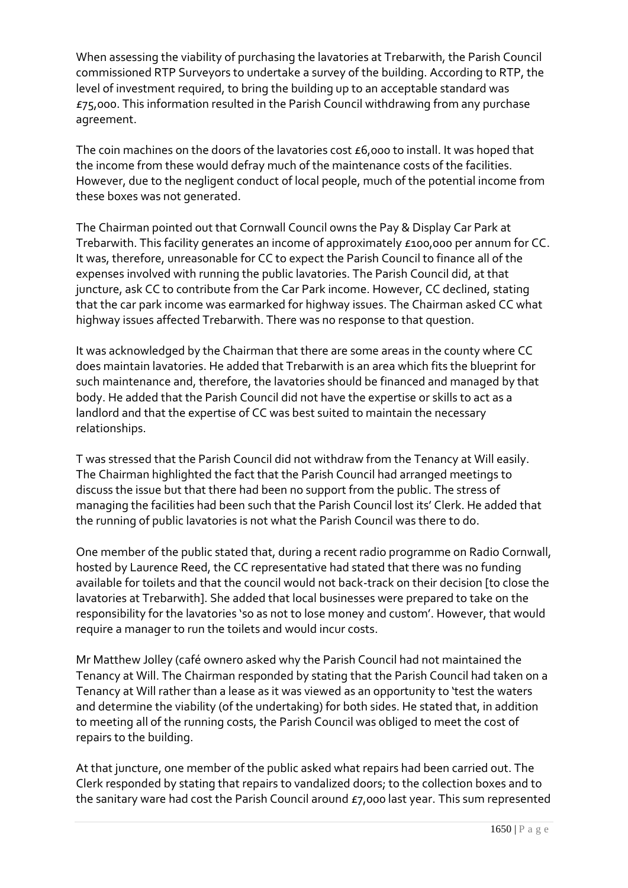When assessing the viability of purchasing the lavatories at Trebarwith, the Parish Council commissioned RTP Surveyors to undertake a survey of the building. According to RTP, the level of investment required, to bring the building up to an acceptable standard was £75,000. This information resulted in the Parish Council withdrawing from any purchase agreement.

The coin machines on the doors of the lavatories cost £6,000 to install. It was hoped that the income from these would defray much of the maintenance costs of the facilities. However, due to the negligent conduct of local people, much of the potential income from these boxes was not generated.

The Chairman pointed out that Cornwall Council owns the Pay & Display Car Park at Trebarwith. This facility generates an income of approximately £100,000 per annum for CC. It was, therefore, unreasonable for CC to expect the Parish Council to finance all of the expenses involved with running the public lavatories. The Parish Council did, at that juncture, ask CC to contribute from the Car Park income. However, CC declined, stating that the car park income was earmarked for highway issues. The Chairman asked CC what highway issues affected Trebarwith. There was no response to that question.

It was acknowledged by the Chairman that there are some areas in the county where CC does maintain lavatories. He added that Trebarwith is an area which fits the blueprint for such maintenance and, therefore, the lavatories should be financed and managed by that body. He added that the Parish Council did not have the expertise or skills to act as a landlord and that the expertise of CC was best suited to maintain the necessary relationships.

T was stressed that the Parish Council did not withdraw from the Tenancy at Will easily. The Chairman highlighted the fact that the Parish Council had arranged meetings to discuss the issue but that there had been no support from the public. The stress of managing the facilities had been such that the Parish Council lost its' Clerk. He added that the running of public lavatories is not what the Parish Council was there to do.

One member of the public stated that, during a recent radio programme on Radio Cornwall, hosted by Laurence Reed, the CC representative had stated that there was no funding available for toilets and that the council would not back-track on their decision [to close the lavatories at Trebarwith]. She added that local businesses were prepared to take on the responsibility for the lavatories 'so as not to lose money and custom'. However, that would require a manager to run the toilets and would incur costs.

Mr Matthew Jolley (café ownero asked why the Parish Council had not maintained the Tenancy at Will. The Chairman responded by stating that the Parish Council had taken on a Tenancy at Will rather than a lease as it was viewed as an opportunity to 'test the waters and determine the viability (of the undertaking) for both sides. He stated that, in addition to meeting all of the running costs, the Parish Council was obliged to meet the cost of repairs to the building.

At that juncture, one member of the public asked what repairs had been carried out. The Clerk responded by stating that repairs to vandalized doors; to the collection boxes and to the sanitary ware had cost the Parish Council around £7,000 last year. This sum represented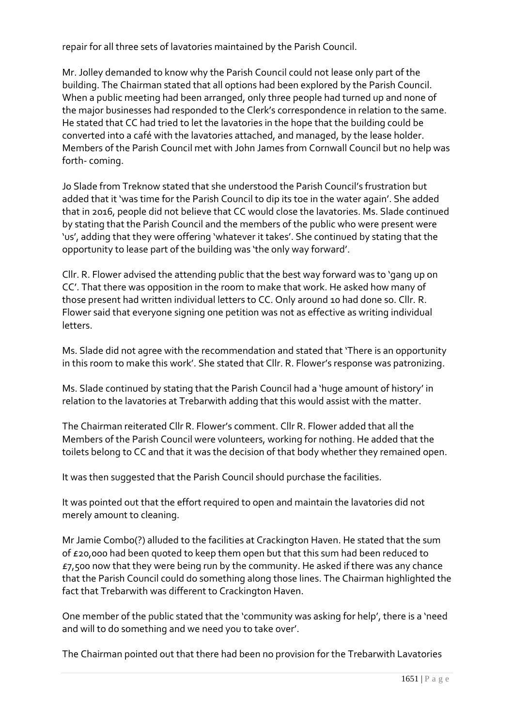repair for all three sets of lavatories maintained by the Parish Council.

Mr. Jolley demanded to know why the Parish Council could not lease only part of the building. The Chairman stated that all options had been explored by the Parish Council. When a public meeting had been arranged, only three people had turned up and none of the major businesses had responded to the Clerk's correspondence in relation to the same. He stated that CC had tried to let the lavatories in the hope that the building could be converted into a café with the lavatories attached, and managed, by the lease holder. Members of the Parish Council met with John James from Cornwall Council but no help was forth- coming.

Jo Slade from Treknow stated that she understood the Parish Council's frustration but added that it 'was time for the Parish Council to dip its toe in the water again'. She added that in 2016, people did not believe that CC would close the lavatories. Ms. Slade continued by stating that the Parish Council and the members of the public who were present were 'us', adding that they were offering 'whatever it takes'. She continued by stating that the opportunity to lease part of the building was 'the only way forward'.

Cllr. R. Flower advised the attending public that the best way forward was to 'gang up on CC'. That there was opposition in the room to make that work. He asked how many of those present had written individual letters to CC. Only around 10 had done so. Cllr. R. Flower said that everyone signing one petition was not as effective as writing individual letters.

Ms. Slade did not agree with the recommendation and stated that 'There is an opportunity in this room to make this work'. She stated that Cllr. R. Flower's response was patronizing.

Ms. Slade continued by stating that the Parish Council had a 'huge amount of history' in relation to the lavatories at Trebarwith adding that this would assist with the matter.

The Chairman reiterated Cllr R. Flower's comment. Cllr R. Flower added that all the Members of the Parish Council were volunteers, working for nothing. He added that the toilets belong to CC and that it was the decision of that body whether they remained open.

It was then suggested that the Parish Council should purchase the facilities.

It was pointed out that the effort required to open and maintain the lavatories did not merely amount to cleaning.

Mr Jamie Combo(?) alluded to the facilities at Crackington Haven. He stated that the sum of £20,000 had been quoted to keep them open but that this sum had been reduced to £7,500 now that they were being run by the community. He asked if there was any chance that the Parish Council could do something along those lines. The Chairman highlighted the fact that Trebarwith was different to Crackington Haven.

One member of the public stated that the 'community was asking for help', there is a 'need and will to do something and we need you to take over'.

The Chairman pointed out that there had been no provision for the Trebarwith Lavatories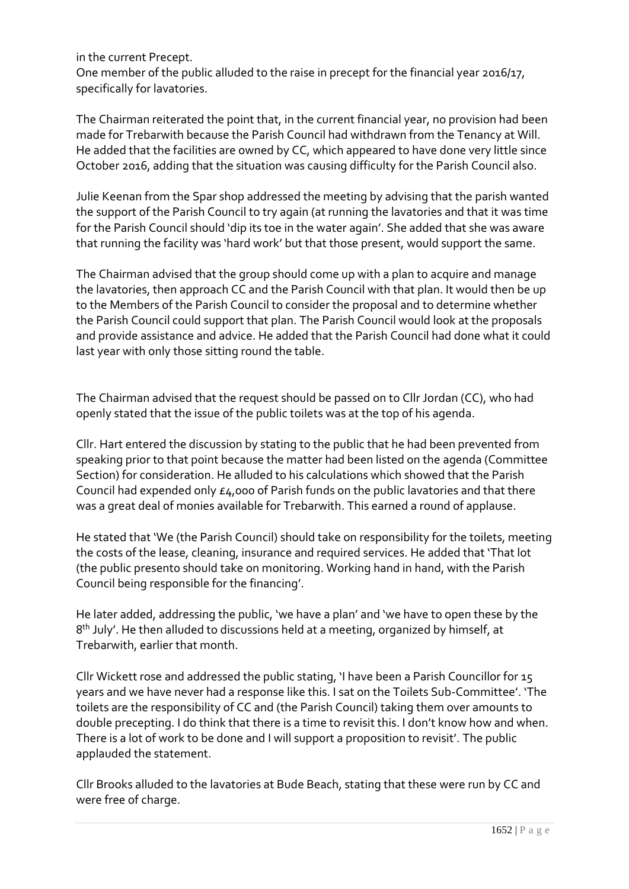in the current Precept.
One member of the public alluded to the raise in precept for the financial year 2016/17, specifically for lavatories.

The Chairman reiterated the point that, in the current financial year, no provision had been made for Trebarwith because the Parish Council had withdrawn from the Tenancy at Will. He added that the facilities are owned by CC, which appeared to have done very little since October 2016, adding that the situation was causing difficulty for the Parish Council also.

Julie Keenan from the Spar shop addressed the meeting by advising that the parish wanted the support of the Parish Council to try again (at running the lavatories and that it was time for the Parish Council should 'dip its toe in the water again'. She added that she was aware that running the facility was 'hard work' but that those present, would support the same.

The Chairman advised that the group should come up with a plan to acquire and manage the lavatories, then approach CC and the Parish Council with that plan. It would then be up to the Members of the Parish Council to consider the proposal and to determine whether the Parish Council could support that plan. The Parish Council would look at the proposals and provide assistance and advice. He added that the Parish Council had done what it could last year with only those sitting round the table.

The Chairman advised that the request should be passed on to Cllr Jordan (CC), who had openly stated that the issue of the public toilets was at the top of his agenda.

Cllr. Hart entered the discussion by stating to the public that he had been prevented from speaking prior to that point because the matter had been listed on the agenda (Committee Section) for consideration. He alluded to his calculations which showed that the Parish Council had expended only £4,000 of Parish funds on the public lavatories and that there was a great deal of monies available for Trebarwith. This earned a round of applause.

He stated that 'We (the Parish Council) should take on responsibility for the toilets, meeting the costs of the lease, cleaning, insurance and required services. He added that 'That lot (the public presento should take on monitoring. Working hand in hand, with the Parish Council being responsible for the financing'.

He later added, addressing the public, 'we have a plan' and 'we have to open these by the 8th July'. He then alluded to discussions held at a meeting, organized by himself, at Trebarwith, earlier that month.

Cllr Wickett rose and addressed the public stating, 'I have been a Parish Councillor for 15 years and we have never had a response like this. I sat on the Toilets Sub-Committee'. 'The toilets are the responsibility of CC and (the Parish Council) taking them over amounts to double precepting. I do think that there is a time to revisit this. I don't know how and when. There is a lot of work to be done and I will support a proposition to revisit'. The public applauded the statement.

Cllr Brooks alluded to the lavatories at Bude Beach, stating that these were run by CC and were free of charge.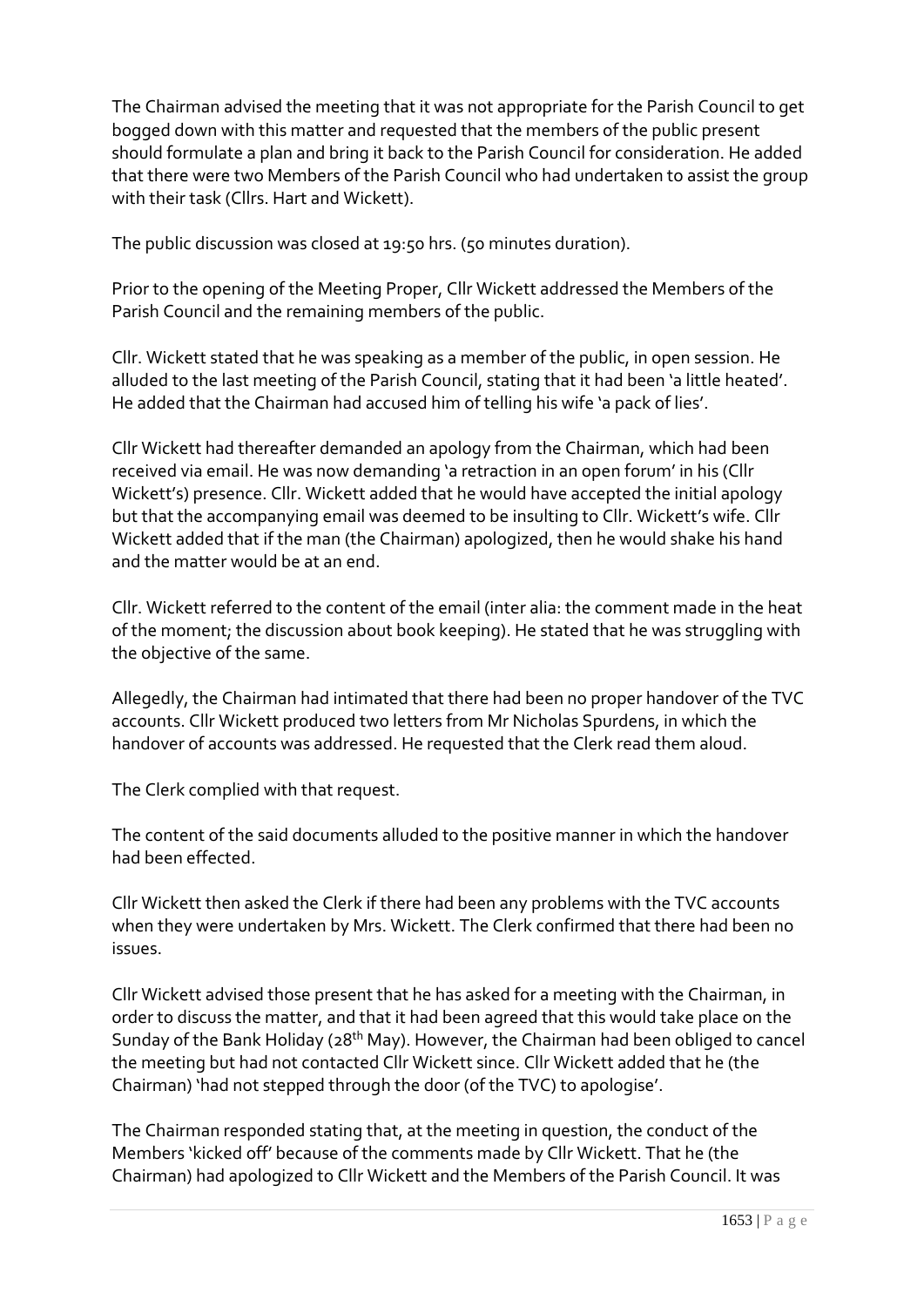The Chairman advised the meeting that it was not appropriate for the Parish Council to get bogged down with this matter and requested that the members of the public present should formulate a plan and bring it back to the Parish Council for consideration. He added that there were two Members of the Parish Council who had undertaken to assist the group with their task (Cllrs. Hart and Wickett).

The public discussion was closed at 19:50 hrs. (50 minutes duration).

Prior to the opening of the Meeting Proper, Cllr Wickett addressed the Members of the Parish Council and the remaining members of the public.

Cllr. Wickett stated that he was speaking as a member of the public, in open session. He alluded to the last meeting of the Parish Council, stating that it had been 'a little heated'. He added that the Chairman had accused him of telling his wife 'a pack of lies'.

Cllr Wickett had thereafter demanded an apology from the Chairman, which had been received via email. He was now demanding 'a retraction in an open forum' in his (Cllr Wickett's) presence. Cllr. Wickett added that he would have accepted the initial apology but that the accompanying email was deemed to be insulting to Cllr. Wickett's wife. Cllr Wickett added that if the man (the Chairman) apologized, then he would shake his hand and the matter would be at an end.

Cllr. Wickett referred to the content of the email (inter alia: the comment made in the heat of the moment; the discussion about book keeping). He stated that he was struggling with the objective of the same.

Allegedly, the Chairman had intimated that there had been no proper handover of the TVC accounts. Cllr Wickett produced two letters from Mr Nicholas Spurdens, in which the handover of accounts was addressed. He requested that the Clerk read them aloud.

The Clerk complied with that request.

The content of the said documents alluded to the positive manner in which the handover had been effected.

Cllr Wickett then asked the Clerk if there had been any problems with the TVC accounts when they were undertaken by Mrs. Wickett. The Clerk confirmed that there had been no issues.

Cllr Wickett advised those present that he has asked for a meeting with the Chairman, in order to discuss the matter, and that it had been agreed that this would take place on the Sunday of the Bank Holiday (28th May). However, the Chairman had been obliged to cancel the meeting but had not contacted Cllr Wickett since. Cllr Wickett added that he (the Chairman) 'had not stepped through the door (of the TVC) to apologise'.

The Chairman responded stating that, at the meeting in question, the conduct of the Members 'kicked off' because of the comments made by Cllr Wickett. That he (the Chairman) had apologized to Cllr Wickett and the Members of the Parish Council. It was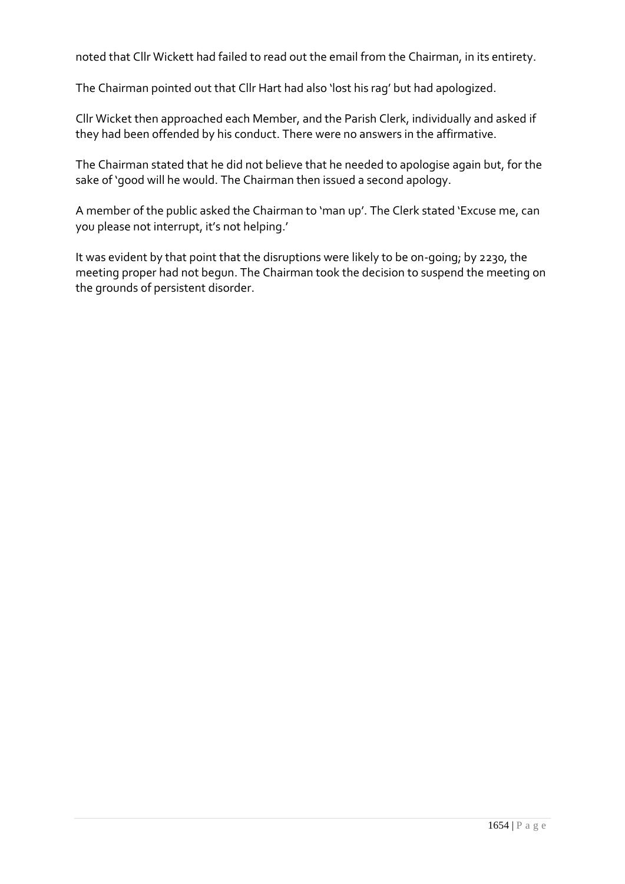noted that Cllr Wickett had failed to read out the email from the Chairman, in its entirety.

The Chairman pointed out that Cllr Hart had also 'lost his rag' but had apologized.

Cllr Wicket then approached each Member, and the Parish Clerk, individually and asked if they had been offended by his conduct. There were no answers in the affirmative.

The Chairman stated that he did not believe that he needed to apologise again but, for the sake of 'good will he would. The Chairman then issued a second apology.

A member of the public asked the Chairman to 'man up'. The Clerk stated 'Excuse me, can you please not interrupt, it's not helping.'

It was evident by that point that the disruptions were likely to be on-going; by 2230, the meeting proper had not begun. The Chairman took the decision to suspend the meeting on the grounds of persistent disorder.